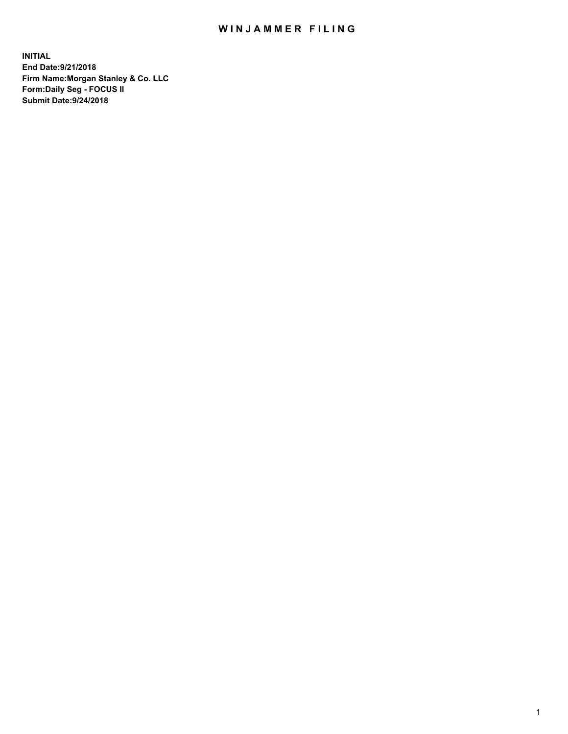# WINJAMMER FILING

**INITIAL**
**End Date:9/21/2018**
**Firm Name:Morgan Stanley & Co. LLC**
**Form:Daily Seg - FOCUS II**
**Submit Date:9/24/2018**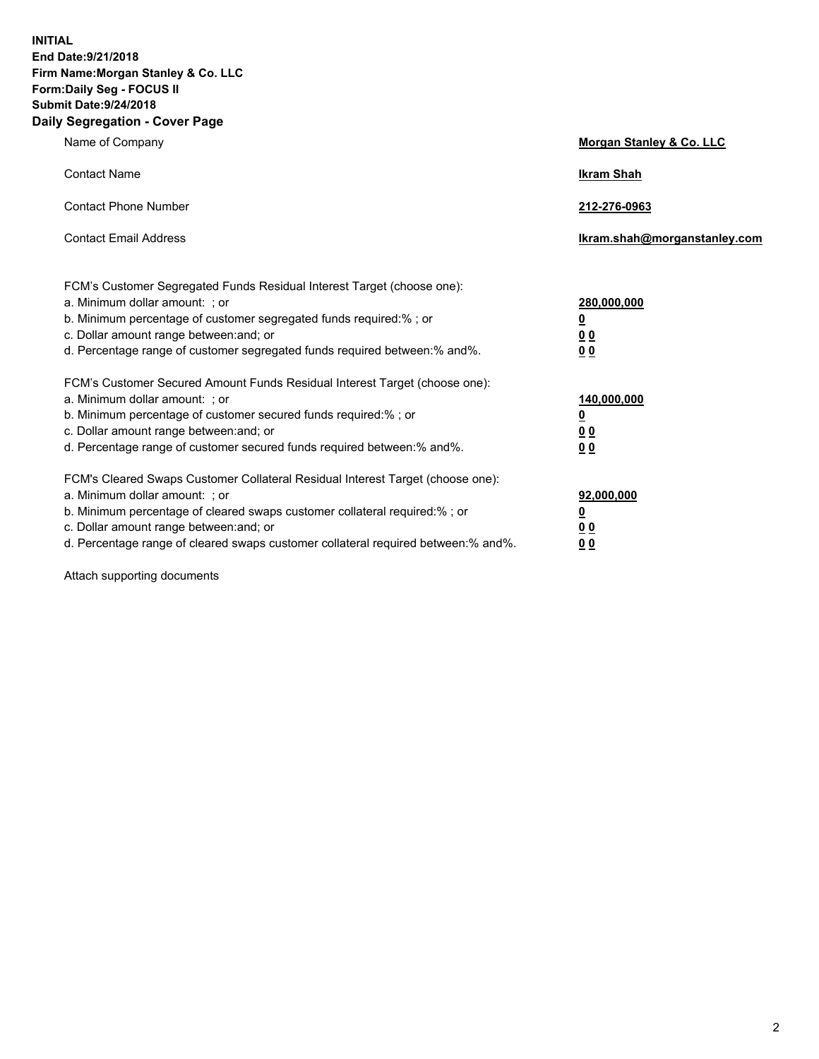**INITIAL**
**End Date:9/21/2018**
**Firm Name:Morgan Stanley & Co. LLC**
**Form:Daily Seg - FOCUS II**
**Submit Date:9/24/2018**
**Daily Segregation - Cover Page**

| | |
|---|---|
| Name of Company | **Morgan Stanley & Co. LLC** |
| Contact Name | **Ikram Shah** |
| Contact Phone Number | **212-276-0963** |
| Contact Email Address | **Ikram.shah@morganstanley.com** |

FCM's Customer Segregated Funds Residual Interest Target (choose one):

| | |
|---|---|
| a. Minimum dollar amount: ; or | **280,000,000** |
| b. Minimum percentage of customer segregated funds required:% ; or | **0** |
| c. Dollar amount range between:and; or | **0 0** |
| d. Percentage range of customer segregated funds required between:% and%. | **0 0** |

FCM's Customer Secured Amount Funds Residual Interest Target (choose one):

| | |
|---|---|
| a. Minimum dollar amount: ; or | **140,000,000** |
| b. Minimum percentage of customer secured funds required:% ; or | **0** |
| c. Dollar amount range between:and; or | **0 0** |
| d. Percentage range of customer secured funds required between:% and%. | **0 0** |

FCM's Cleared Swaps Customer Collateral Residual Interest Target (choose one):

| | |
|---|---|
| a. Minimum dollar amount: ; or | **92,000,000** |
| b. Minimum percentage of cleared swaps customer collateral required:% ; or | **0** |
| c. Dollar amount range between:and; or | **0 0** |
| d. Percentage range of cleared swaps customer collateral required between:% and%. | **0 0** |

Attach supporting documents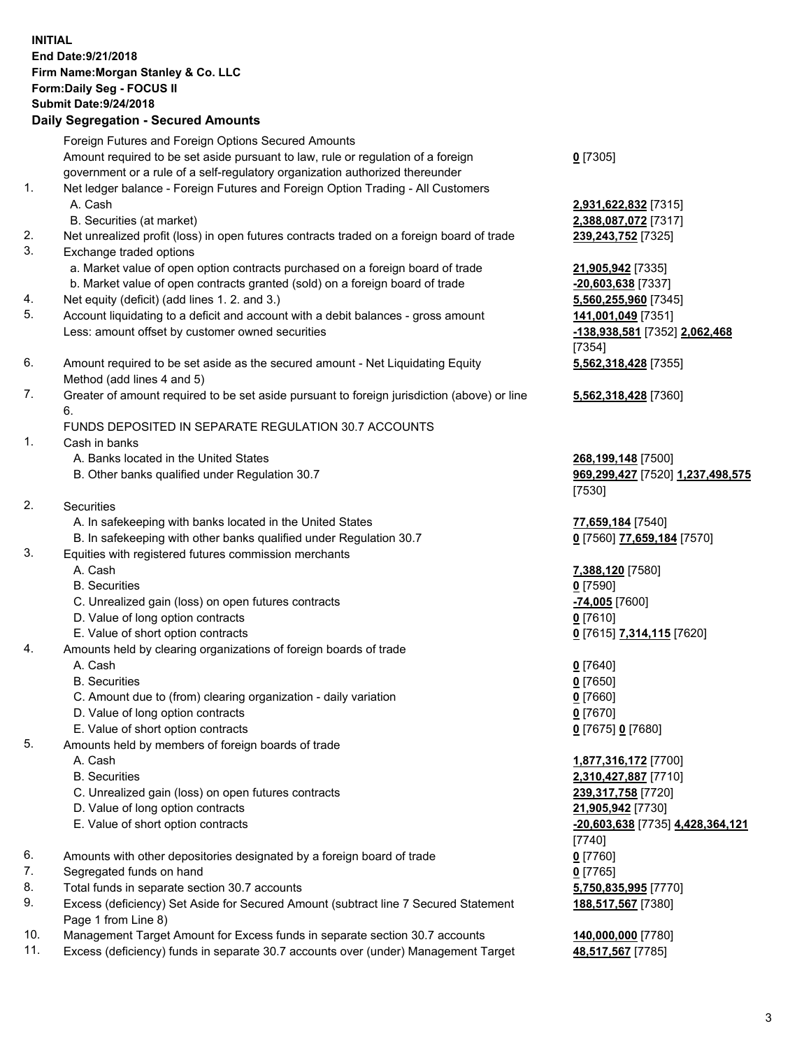**INITIAL**
**End Date:9/21/2018**
**Firm Name:Morgan Stanley & Co. LLC**
**Form:Daily Seg - FOCUS II**
**Submit Date:9/24/2018**

## Daily Segregation - Secured Amounts

| | | |
|---|---|---|
| | Foreign Futures and Foreign Options Secured Amounts | |
| | Amount required to be set aside pursuant to law, rule or regulation of a foreign government or a rule of a self-regulatory organization authorized thereunder | **0** [7305] |
| 1. | Net ledger balance - Foreign Futures and Foreign Option Trading - All Customers | |
| | A. Cash | **2,931,622,832** [7315] |
| | B. Securities (at market) | **2,388,087,072** [7317] |
| 2. | Net unrealized profit (loss) in open futures contracts traded on a foreign board of trade | **239,243,752** [7325] |
| 3. | Exchange traded options | |
| | a. Market value of open option contracts purchased on a foreign board of trade | **21,905,942** [7335] |
| | b. Market value of open contracts granted (sold) on a foreign board of trade | **-20,603,638** [7337] |
| 4. | Net equity (deficit) (add lines 1. 2. and 3.) | **5,560,255,960** [7345] |
| 5. | Account liquidating to a deficit and account with a debit balances - gross amount | **141,001,049** [7351] |
| | Less: amount offset by customer owned securities | **-138,938,581** [7352] **2,062,468** [7354] |
| 6. | Amount required to be set aside as the secured amount - Net Liquidating Equity Method (add lines 4 and 5) | **5,562,318,428** [7355] |
| 7. | Greater of amount required to be set aside pursuant to foreign jurisdiction (above) or line 6. | **5,562,318,428** [7360] |
| | FUNDS DEPOSITED IN SEPARATE REGULATION 30.7 ACCOUNTS | |
| 1. | Cash in banks | |
| | A. Banks located in the United States | **268,199,148** [7500] |
| | B. Other banks qualified under Regulation 30.7 | **969,299,427** [7520] **1,237,498,575** [7530] |
| 2. | Securities | |
| | A. In safekeeping with banks located in the United States | **77,659,184** [7540] |
| | B. In safekeeping with other banks qualified under Regulation 30.7 | **0** [7560] **77,659,184** [7570] |
| 3. | Equities with registered futures commission merchants | |
| | A. Cash | **7,388,120** [7580] |
| | B. Securities | **0** [7590] |
| | C. Unrealized gain (loss) on open futures contracts | **-74,005** [7600] |
| | D. Value of long option contracts | **0** [7610] |
| | E. Value of short option contracts | **0** [7615] **7,314,115** [7620] |
| 4. | Amounts held by clearing organizations of foreign boards of trade | |
| | A. Cash | **0** [7640] |
| | B. Securities | **0** [7650] |
| | C. Amount due to (from) clearing organization - daily variation | **0** [7660] |
| | D. Value of long option contracts | **0** [7670] |
| | E. Value of short option contracts | **0** [7675] **0** [7680] |
| 5. | Amounts held by members of foreign boards of trade | |
| | A. Cash | **1,877,316,172** [7700] |
| | B. Securities | **2,310,427,887** [7710] |
| | C. Unrealized gain (loss) on open futures contracts | **239,317,758** [7720] |
| | D. Value of long option contracts | **21,905,942** [7730] |
| | E. Value of short option contracts | **-20,603,638** [7735] **4,428,364,121** [7740] |
| 6. | Amounts with other depositories designated by a foreign board of trade | **0** [7760] |
| 7. | Segregated funds on hand | **0** [7765] |
| 8. | Total funds in separate section 30.7 accounts | **5,750,835,995** [7770] |
| 9. | Excess (deficiency) Set Aside for Secured Amount (subtract line 7 Secured Statement Page 1 from Line 8) | **188,517,567** [7380] |
| 10. | Management Target Amount for Excess funds in separate section 30.7 accounts | **140,000,000** [7780] |
| 11. | Excess (deficiency) funds in separate 30.7 accounts over (under) Management Target | **48,517,567** [7785] |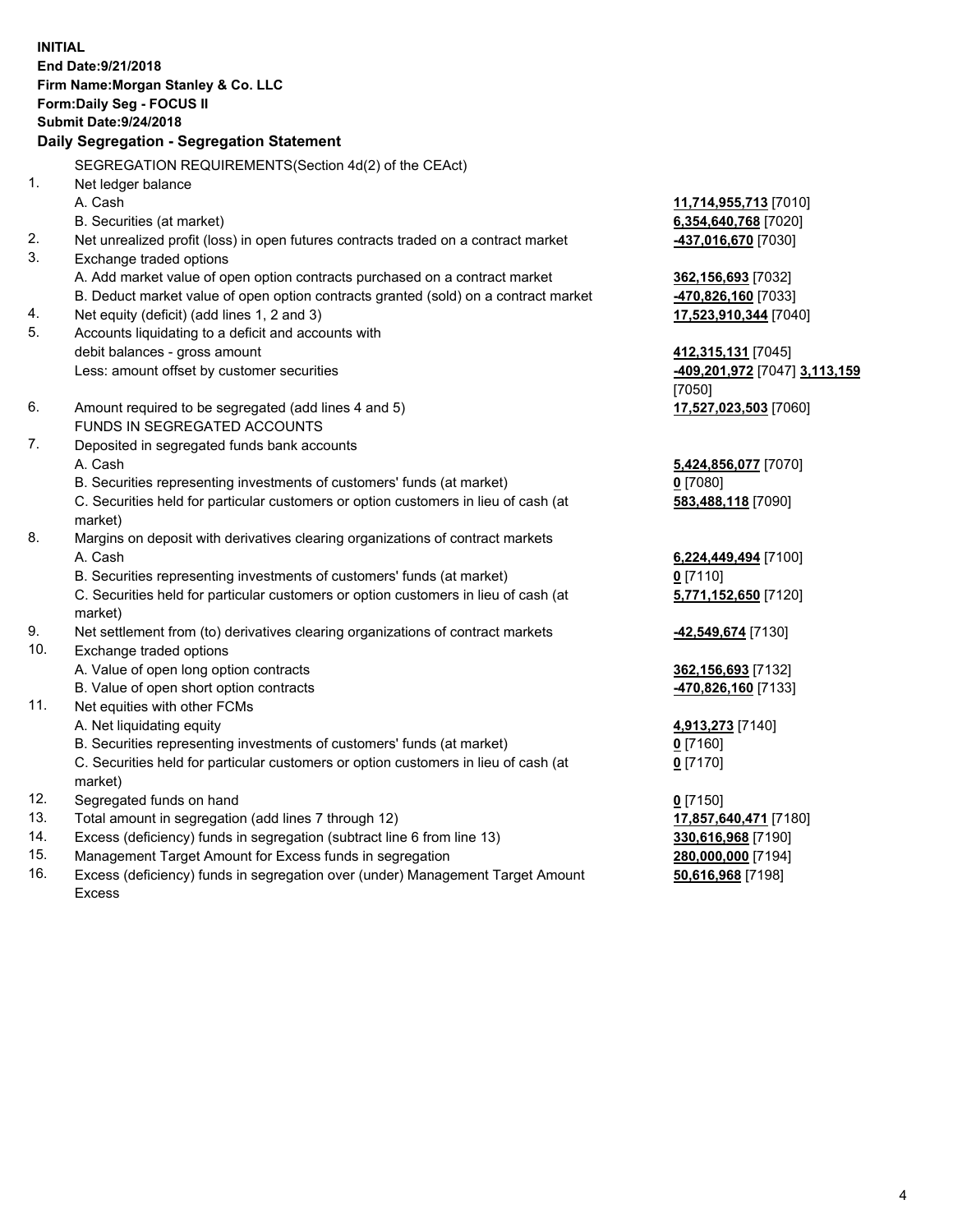**INITIAL**
**End Date:9/21/2018**
**Firm Name:Morgan Stanley & Co. LLC**
**Form:Daily Seg - FOCUS II**
**Submit Date:9/24/2018**
**Daily Segregation - Segregation Statement**

SEGREGATION REQUIREMENTS(Section 4d(2) of the CEAct)

| | | |
|---|---|---|
| 1. | Net ledger balance | |
| | A. Cash | **11,714,955,713** [7010] |
| | B. Securities (at market) | **6,354,640,768** [7020] |
| 2. | Net unrealized profit (loss) in open futures contracts traded on a contract market | **-437,016,670** [7030] |
| 3. | Exchange traded options | |
| | A. Add market value of open option contracts purchased on a contract market | **362,156,693** [7032] |
| | B. Deduct market value of open option contracts granted (sold) on a contract market | **-470,826,160** [7033] |
| 4. | Net equity (deficit) (add lines 1, 2 and 3) | **17,523,910,344** [7040] |
| 5. | Accounts liquidating to a deficit and accounts with debit balances - gross amount | **412,315,131** [7045] |
| | Less: amount offset by customer securities | **-409,201,972** [7047] **3,113,159** [7050] |
| 6. | Amount required to be segregated (add lines 4 and 5) | **17,527,023,503** [7060] |
| | FUNDS IN SEGREGATED ACCOUNTS | |
| 7. | Deposited in segregated funds bank accounts | |
| | A. Cash | **5,424,856,077** [7070] |
| | B. Securities representing investments of customers' funds (at market) | **0** [7080] |
| | C. Securities held for particular customers or option customers in lieu of cash (at market) | **583,488,118** [7090] |
| 8. | Margins on deposit with derivatives clearing organizations of contract markets | |
| | A. Cash | **6,224,449,494** [7100] |
| | B. Securities representing investments of customers' funds (at market) | **0** [7110] |
| | C. Securities held for particular customers or option customers in lieu of cash (at market) | **5,771,152,650** [7120] |
| 9. | Net settlement from (to) derivatives clearing organizations of contract markets | **-42,549,674** [7130] |
| 10. | Exchange traded options | |
| | A. Value of open long option contracts | **362,156,693** [7132] |
| | B. Value of open short option contracts | **-470,826,160** [7133] |
| 11. | Net equities with other FCMs | |
| | A. Net liquidating equity | **4,913,273** [7140] |
| | B. Securities representing investments of customers' funds (at market) | **0** [7160] |
| | C. Securities held for particular customers or option customers in lieu of cash (at market) | **0** [7170] |
| 12. | Segregated funds on hand | **0** [7150] |
| 13. | Total amount in segregation (add lines 7 through 12) | **17,857,640,471** [7180] |
| 14. | Excess (deficiency) funds in segregation (subtract line 6 from line 13) | **330,616,968** [7190] |
| 15. | Management Target Amount for Excess funds in segregation | **280,000,000** [7194] |
| 16. | Excess (deficiency) funds in segregation over (under) Management Target Amount Excess | **50,616,968** [7198] |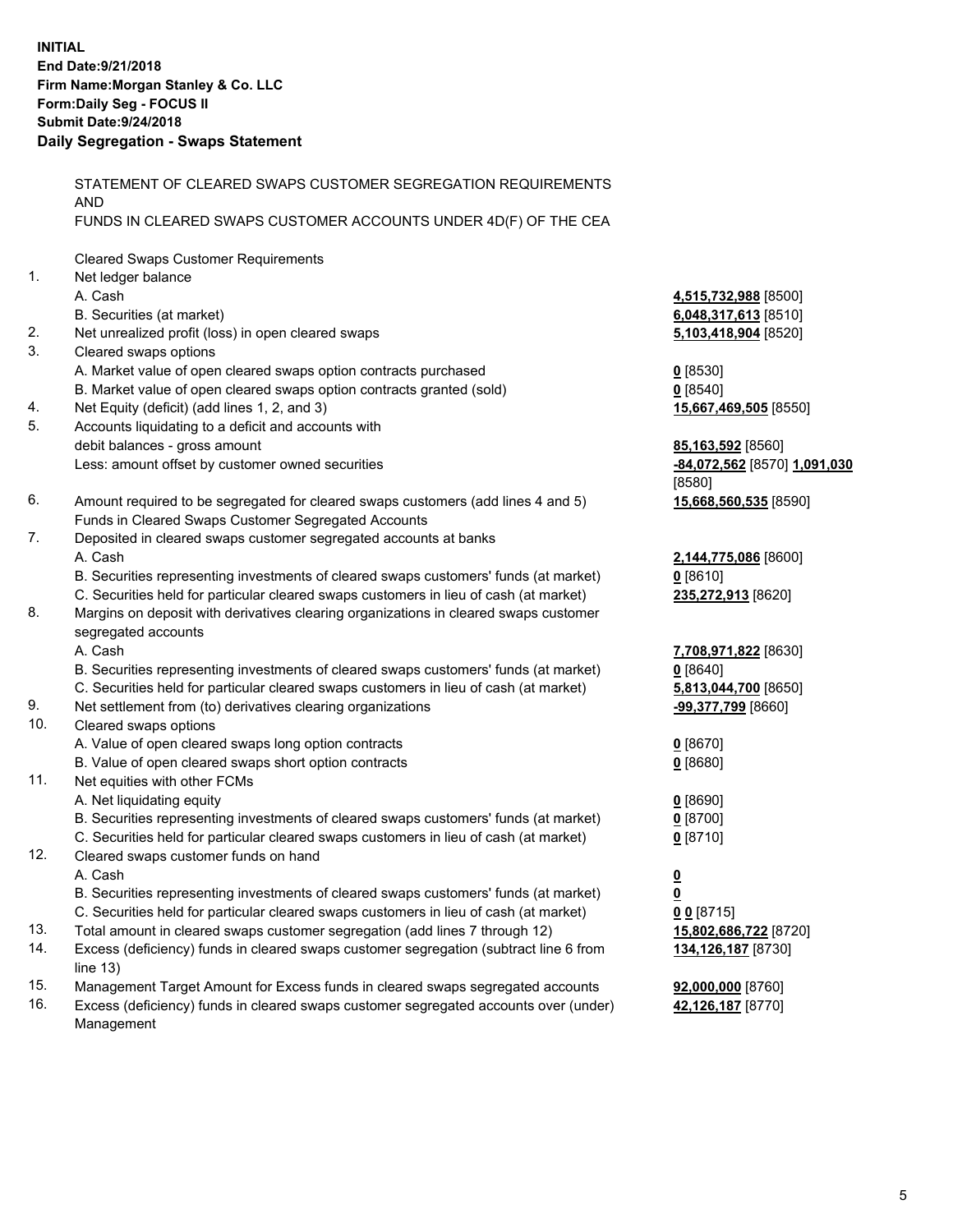**INITIAL**
**End Date:9/21/2018**
**Firm Name:Morgan Stanley & Co. LLC**
**Form:Daily Seg - FOCUS II**
**Submit Date:9/24/2018**
**Daily Segregation - Swaps Statement**

STATEMENT OF CLEARED SWAPS CUSTOMER SEGREGATION REQUIREMENTS AND FUNDS IN CLEARED SWAPS CUSTOMER ACCOUNTS UNDER 4D(F) OF THE CEA

| | | |
|---|---|---|
| | Cleared Swaps Customer Requirements | |
| 1. | Net ledger balance | |
| | A. Cash | **4,515,732,988** [8500] |
| | B. Securities (at market) | **6,048,317,613** [8510] |
| 2. | Net unrealized profit (loss) in open cleared swaps | **5,103,418,904** [8520] |
| 3. | Cleared swaps options | |
| | A. Market value of open cleared swaps option contracts purchased | **0** [8530] |
| | B. Market value of open cleared swaps option contracts granted (sold) | **0** [8540] |
| 4. | Net Equity (deficit) (add lines 1, 2, and 3) | **15,667,469,505** [8550] |
| 5. | Accounts liquidating to a deficit and accounts with debit balances - gross amount | **85,163,592** [8560] |
| | Less: amount offset by customer owned securities | **-84,072,562** [8570] **1,091,030** [8580] |
| 6. | Amount required to be segregated for cleared swaps customers (add lines 4 and 5) | **15,668,560,535** [8590] |
| | Funds in Cleared Swaps Customer Segregated Accounts | |
| 7. | Deposited in cleared swaps customer segregated accounts at banks | |
| | A. Cash | **2,144,775,086** [8600] |
| | B. Securities representing investments of cleared swaps customers' funds (at market) | **0** [8610] |
| | C. Securities held for particular cleared swaps customers in lieu of cash (at market) | **235,272,913** [8620] |
| 8. | Margins on deposit with derivatives clearing organizations in cleared swaps customer segregated accounts | |
| | A. Cash | **7,708,971,822** [8630] |
| | B. Securities representing investments of cleared swaps customers' funds (at market) | **0** [8640] |
| | C. Securities held for particular cleared swaps customers in lieu of cash (at market) | **5,813,044,700** [8650] |
| 9. | Net settlement from (to) derivatives clearing organizations | **-99,377,799** [8660] |
| 10. | Cleared swaps options | |
| | A. Value of open cleared swaps long option contracts | **0** [8670] |
| | B. Value of open cleared swaps short option contracts | **0** [8680] |
| 11. | Net equities with other FCMs | |
| | A. Net liquidating equity | **0** [8690] |
| | B. Securities representing investments of cleared swaps customers' funds (at market) | **0** [8700] |
| | C. Securities held for particular cleared swaps customers in lieu of cash (at market) | **0** [8710] |
| 12. | Cleared swaps customer funds on hand | |
| | A. Cash | **0** |
| | B. Securities representing investments of cleared swaps customers' funds (at market) | **0** |
| | C. Securities held for particular cleared swaps customers in lieu of cash (at market) | **0** **0** [8715] |
| 13. | Total amount in cleared swaps customer segregation (add lines 7 through 12) | **15,802,686,722** [8720] |
| 14. | Excess (deficiency) funds in cleared swaps customer segregation (subtract line 6 from line 13) | **134,126,187** [8730] |
| 15. | Management Target Amount for Excess funds in cleared swaps segregated accounts | **92,000,000** [8760] |
| 16. | Excess (deficiency) funds in cleared swaps customer segregated accounts over (under) Management | **42,126,187** [8770] |